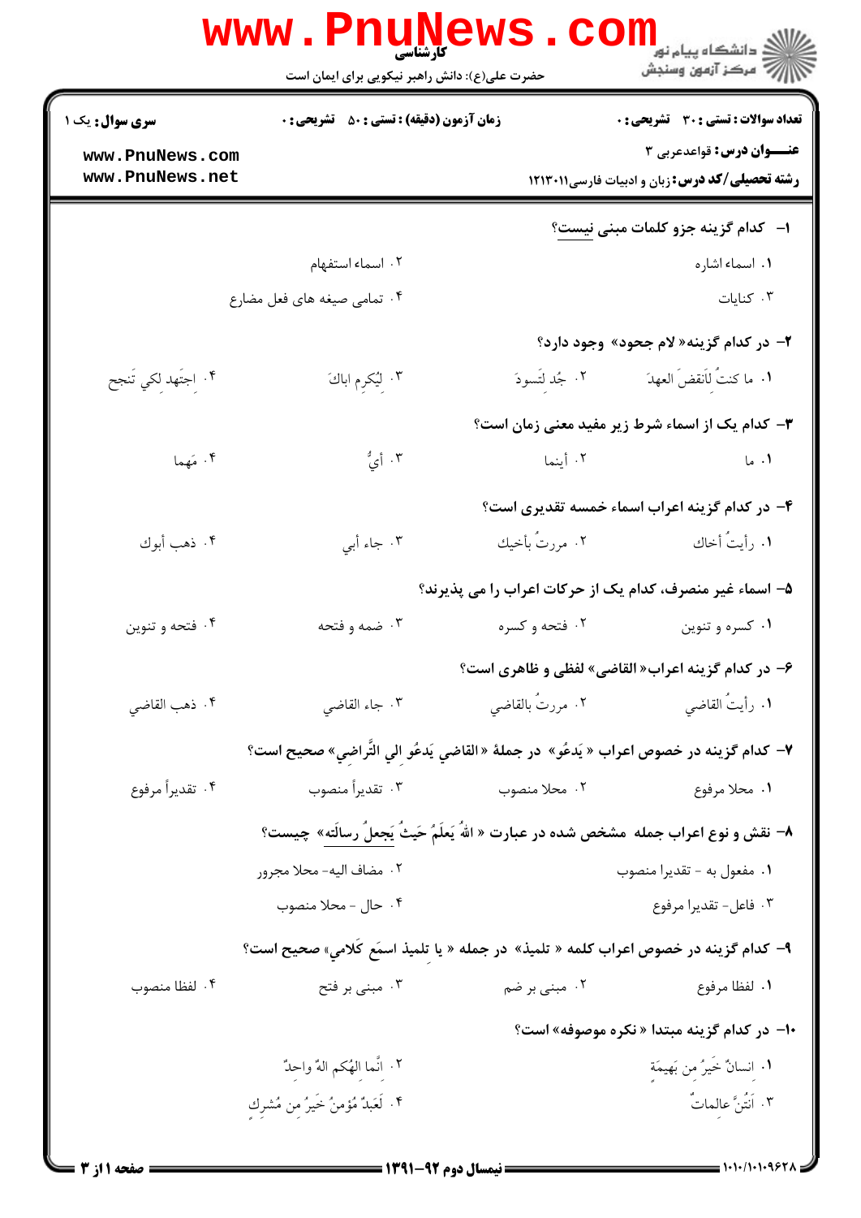کارشناسی

حضرت علی(ع): دانش راهبر نیکویی برای ایمان است

**سری سوال:** یک ۱

**زمان آزمون (دقیقه) : تستی :** ۵۰ **تشریحی :** ۰

**تعداد سوالات : تستی :** ۳۰ **تشریحی :** ۰

**عنـــوان درس:** قواعدعربی ۳

**رشته تحصیلی/کد درس:** زبان و ادبیات فارسی۱۲۱۳۰۱۱

۱- کدام گزینه جزو کلمات مبنی نیست؟

۱. اسماء اشاره
۲. اسماء استفهام
۳. کنایات
۴. تمامی صیغه های فعل مضارع

۲- در کدام گزینه« لام جحود» وجود دارد؟

۱. ما كنتُ لأنقضَ العهدَ
۲. جُد لتَسودَ
۳. لِيُكرِم اباكَ
۴. اجتَهِد لكي تَنجح

۳- کدام یک از اسماء شرط زیر مفید معنی زمان است؟

۱. ما
۲. أينما
۳. أيُّ
۴. مَهما

۴- در کدام گزینه اعراب اسماء خمسه تقدیری است؟

۱. رأيتُ أخاك
۲. مررتُ بأخيك
۳. جاء أبي
۴. ذهب أبوك

۵- اسماء غیر منصرف، کدام یک از حرکات اعراب را می پذیرند؟

۱. کسره و تنوین
۲. فتحه و کسره
۳. ضمه و فتحه
۴. فتحه و تنوین

۶- در کدام گزینه اعراب« القاضی» لفظی و ظاهری است؟

۱. رأيتُ القاضي
۲. مررتُ بالقاضي
۳. جاء القاضي
۴. ذهب القاضي

۷- کدام گزینه در خصوص اعراب « يَدعُو» در جملهٔ « القاضي يَدعُو الي التَّراضي» صحیح است؟

۱. محلا مرفوع
۲. محلا منصوب
۳. تقديراً منصوب
۴. تقديراً مرفوع

۸- نقش و نوع اعراب جمله مشخص شده در عبارت « اللهُ يَعلَمُ حَيثُ يَجعلُ رسالَته» چیست؟

۱. مفعول به - تقديرا منصوب
۲. مضاف اليه- محلا مجرور
۳. فاعل- تقديرا مرفوع
۴. حال - محلا منصوب

۹- کدام گزینه در خصوص اعراب کلمه « تلميذ» در جمله « يا تلميذ اسمَع كَلامي» صحیح است؟

۱. لفظا مرفوع
۲. مبنی بر ضم
۳. مبنی بر فتح
۴. لفظا منصوب

۱۰- در کدام گزینه مبتدا « نکره موصوفه» است؟

۱. انسانٌ خَيرٌ من بَهيمَة
۲. انَّما الهُكم الهٌ واحدٌ
۳. اَنتُنَّ عالماتٌ
۴. لَعَبدٌ مُؤمنٌ خَيرٌ من مُشرِك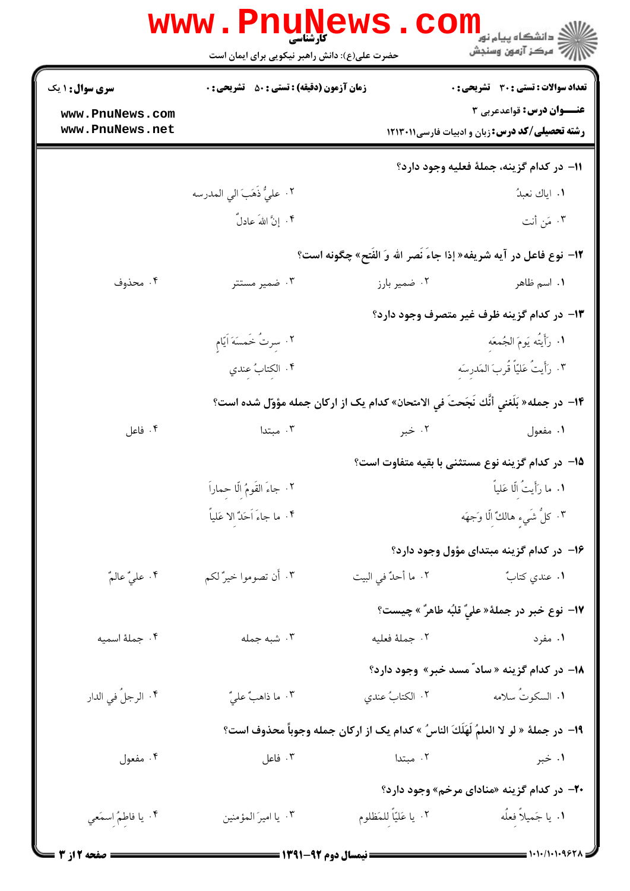۱۱- در کدام گزینه، جملهٔ فعلیه وجود دارد؟

۱. ایاك نعبدُ
۲. عليٌّ ذَهَبَ الي المدرسه
۳. مَن أنت
۴. إنَّ اللهَ عادلٌ

۱۲- نوع فاعل در آیه شریفه« إذا جاءَ نَصر الله وَ الفَتح» چگونه است؟

۱. اسم ظاهر
۲. ضمیر بارز
۳. ضمیر مستتر
۴. محذوف

۱۳- در کدام گزینه ظرف غیر متصرف وجود دارد؟

۱. رَأَيتُه يَومَ الجُمعَه
۲. سِرتُ خَمسَةَ اَيّامٍ
۳. رَأَيتُ عَلَيّاً قُربَ المَدرسَه
۴. الكِتابُ عِندي

۱۴- در جمله« بَلَغَني أنَّك نَجَحتَ في الامتحان» کدام یک از ارکان جمله مؤوّل شده است؟

۱. مفعول
۲. خبر
۳. مبتدا
۴. فاعل

۱۵- در کدام گزینه نوع مستثنی با بقیه متفاوت است؟

۱. ما رَأَيتُ الّا عَلياً
۲. جاءَ القَومُ الّا حماراً
۳. كلُّ شَيءٍ هالكٌ الّا وَجهَه
۴. ما جاءَ اَحَدٌ الا عَلياً

۱۶- در کدام گزینه مبتدای مؤول وجود دارد؟

۱. عندي كتابٌ
۲. ما أحدٌ في البيت
۳. أن تصوموا خيرٌ لكم
۴. عليٌ عالمٌ

۱۷- نوع خبر در جملهٔ« عليٌ قلبُه طاهرٌ » چیست؟

۱. مفرد
۲. جملهٔ فعلیه
۳. شبه جمله
۴. جملهٔ اسمیه

۱۸- در کدام گزینه « سادّ مسد خبر» وجود دارد؟

۱. السكوتُ سلامه
۲. الكتابُ عندي
۳. ما ذاهبٌ عليٌ
۴. الرجلُ في الدار

۱۹- در جملهٔ « لو لا العلمُ لَهَلَكَ الناسُ » کدام یک از ارکان جمله وجوباً محذوف است؟

۱. خبر
۲. مبتدا
۳. فاعل
۴. مفعول

۲۰- در کدام گزینه «منادای مرخم» وجود دارد؟

۱. يا جَميلاً فعلُه
۲. يا عَليّاً للمَظلوم
۳. يا اميرَ المؤمنين
۴. يا فاطِمُ اِسمَعي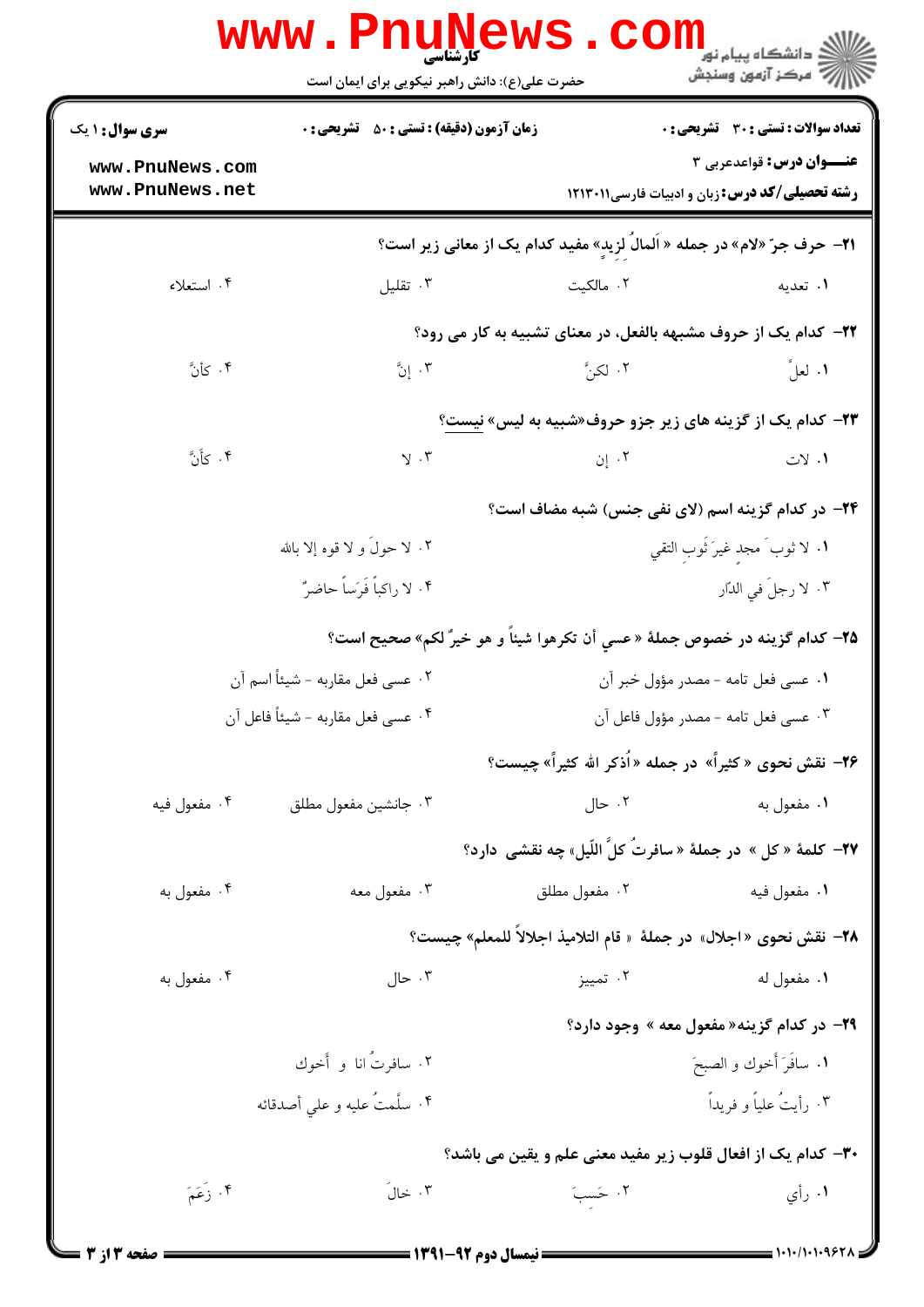**سری سوال:** ۱ یک | **زمان آزمون (دقیقه): تستی:** ۵۰ **تشریحی:** ۰ | **تعداد سوالات: تستی:** ۳۰ **تشریحی:** ۰

**عنـــوان درس:** قواعدعربی ۳

**رشته تحصیلی/کد درس:** زبان و ادبیات فارسی۱۲۱۳۰۱۱

۲۱- حرف جرّ «لام» در جمله « اَلمالُ لِزيدٍ» مفید کدام یک از معانی زیر است؟

۱. تعدیه ۲. مالکیت ۳. تقلیل ۴. استعلاء

۲۲- کدام یک از حروف مشبهه بالفعل، در معنای تشبیه به کار می رود؟

۱. لعلَّ ۲. لکنَّ ۳. إنَّ ۴. کأنَّ

۲۳- کدام یک از گزینه های زیر جزو حروف«شبیه به لیس» نیست؟

۱. لاتَ ۲. إن ۳. لا ۴. کأنَّ

۲۴- در کدام گزینه اسم (لای نفی جنس) شبه مضاف است؟

۱. لا ثوبَ مجدٍ غیرَ ثوبِ التقي

۲. لا حولَ و لا قوه إلا بالله

۳. لا رجلَ في الدّار

۴. لا راکباً فَرَساً حاضرٌ

۲۵- کدام گزینه در خصوص جملهٔ « عسي أن تکرهوا شیئاً و هو خیرٌ لکم» صحیح است؟

۱. عسي فعل تامه - مصدر مؤول خبر آن

۲. عسي فعل مقاربه - شیئاً اسم آن

۳. عسي فعل تامه - مصدر مؤول فاعل آن

۴. عسي فعل مقاربه - شیئاً فاعل آن

۲۶- نقش نحوی « کثیراً» در جمله «اُذکر الله کثیراً» چیست؟

۱. مفعول به ۲. حال ۳. جانشین مفعول مطلق ۴. مفعول فیه

۲۷- کلمهٔ « کل » در جملهٔ « سافرتُ کلَّ اللّیل» چه نقشی دارد؟

۱. مفعول فیه ۲. مفعول مطلق ۳. مفعول معه ۴. مفعول به

۲۸- نقش نحوی «اجلال» در جملهٔ « قام التلامیذ اجلالاً للمعلم» چیست؟

۱. مفعول له ۲. تمییز ۳. حال ۴. مفعول به

۲۹- در کدام گزینه« مفعول معه » وجود دارد؟

۱. سافرَ أخوك و الصبحَ

۲. سافرتُ انا و أخوك

۳. رأیتُ علیاً و فریداً

۴. سلّمتُ علیه و علي أصدقائه

۳۰- کدام یک از افعال قلوب زیر مفید معنی علم و یقین می باشد؟

۱. رأي ۲. حَسِبَ ۳. خالَ ۴. زَعَمَ